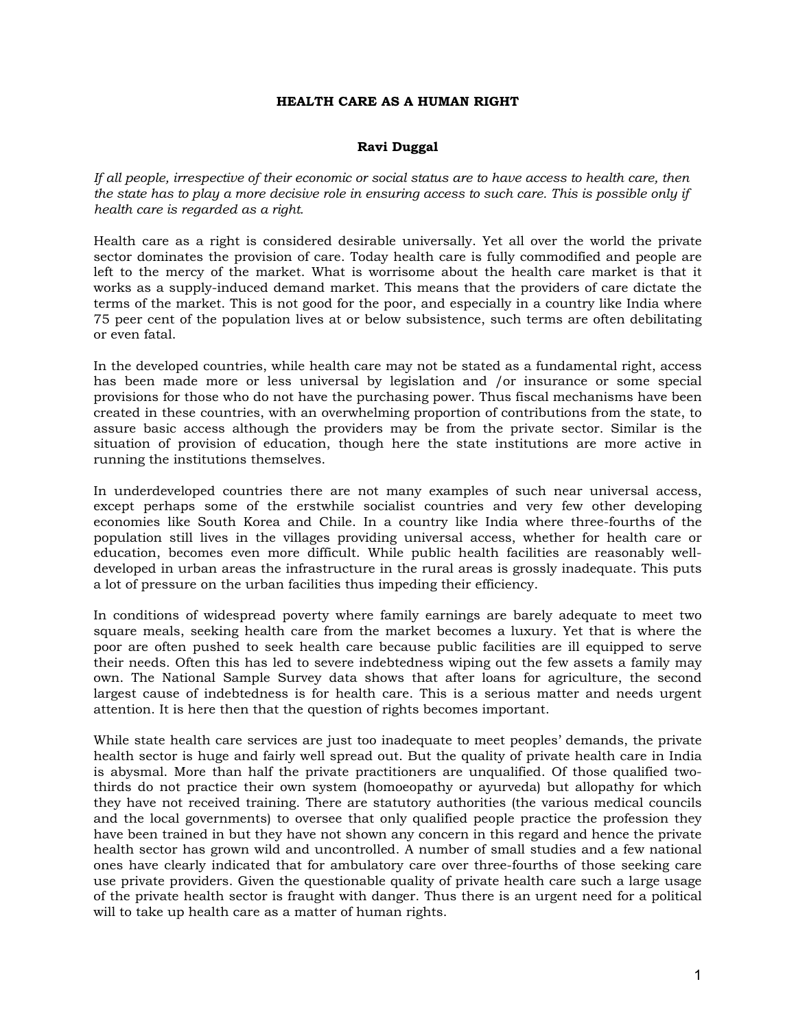# HEALTH CARE AS A HUMAN RIGHT

**Ravi Duggal**

*If all people, irrespective of their economic or social status are to have access to health care, then the state has to play a more decisive role in ensuring access to such care. This is possible only if health care is regarded as a right.*

Health care as a right is considered desirable universally. Yet all over the world the private sector dominates the provision of care. Today health care is fully commodified and people are left to the mercy of the market. What is worrisome about the health care market is that it works as a supply-induced demand market. This means that the providers of care dictate the terms of the market. This is not good for the poor, and especially in a country like India where 75 peer cent of the population lives at or below subsistence, such terms are often debilitating or even fatal.

In the developed countries, while health care may not be stated as a fundamental right, access has been made more or less universal by legislation and /or insurance or some special provisions for those who do not have the purchasing power. Thus fiscal mechanisms have been created in these countries, with an overwhelming proportion of contributions from the state, to assure basic access although the providers may be from the private sector. Similar is the situation of provision of education, though here the state institutions are more active in running the institutions themselves.

In underdeveloped countries there are not many examples of such near universal access, except perhaps some of the erstwhile socialist countries and very few other developing economies like South Korea and Chile. In a country like India where three-fourths of the population still lives in the villages providing universal access, whether for health care or education, becomes even more difficult. While public health facilities are reasonably well-developed in urban areas the infrastructure in the rural areas is grossly inadequate. This puts a lot of pressure on the urban facilities thus impeding their efficiency.

In conditions of widespread poverty where family earnings are barely adequate to meet two square meals, seeking health care from the market becomes a luxury. Yet that is where the poor are often pushed to seek health care because public facilities are ill equipped to serve their needs. Often this has led to severe indebtedness wiping out the few assets a family may own. The National Sample Survey data shows that after loans for agriculture, the second largest cause of indebtedness is for health care. This is a serious matter and needs urgent attention. It is here then that the question of rights becomes important.

While state health care services are just too inadequate to meet peoples' demands, the private health sector is huge and fairly well spread out. But the quality of private health care in India is abysmal. More than half the private practitioners are unqualified. Of those qualified two-thirds do not practice their own system (homoeopathy or ayurveda) but allopathy for which they have not received training. There are statutory authorities (the various medical councils and the local governments) to oversee that only qualified people practice the profession they have been trained in but they have not shown any concern in this regard and hence the private health sector has grown wild and uncontrolled. A number of small studies and a few national ones have clearly indicated that for ambulatory care over three-fourths of those seeking care use private providers. Given the questionable quality of private health care such a large usage of the private health sector is fraught with danger. Thus there is an urgent need for a political will to take up health care as a matter of human rights.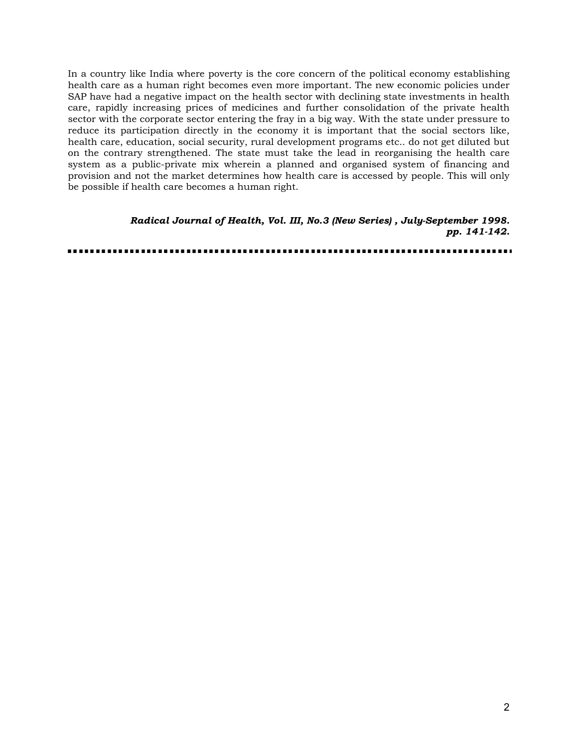In a country like India where poverty is the core concern of the political economy establishing health care as a human right becomes even more important. The new economic policies under SAP have had a negative impact on the health sector with declining state investments in health care, rapidly increasing prices of medicines and further consolidation of the private health sector with the corporate sector entering the fray in a big way. With the state under pressure to reduce its participation directly in the economy it is important that the social sectors like, health care, education, social security, rural development programs etc.. do not get diluted but on the contrary strengthened. The state must take the lead in reorganising the health care system as a public-private mix wherein a planned and organised system of financing and provision and not the market determines how health care is accessed by people. This will only be possible if health care becomes a human right.

***Radical Journal of Health, Vol. III, No.3 (New Series) , July-September 1998. pp. 141-142.***